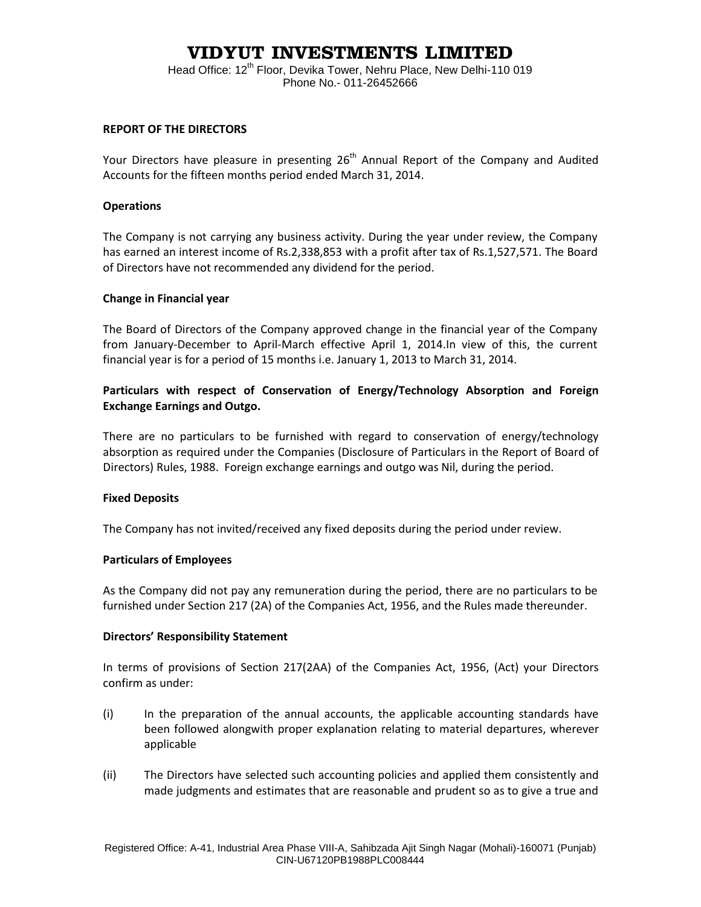# VIDYUT INVESTMENTS LIMITED

Head Office: 12th Floor, Devika Tower, Nehru Place, New Delhi-110 019
Phone No.- 011-26452666

## REPORT OF THE DIRECTORS

Your Directors have pleasure in presenting 26th Annual Report of the Company and Audited Accounts for the fifteen months period ended March 31, 2014.

### Operations

The Company is not carrying any business activity. During the year under review, the Company has earned an interest income of Rs.2,338,853 with a profit after tax of Rs.1,527,571. The Board of Directors have not recommended any dividend for the period.

### Change in Financial year

The Board of Directors of the Company approved change in the financial year of the Company from January-December to April-March effective April 1, 2014.In view of this, the current financial year is for a period of 15 months i.e. January 1, 2013 to March 31, 2014.

### Particulars with respect of Conservation of Energy/Technology Absorption and Foreign Exchange Earnings and Outgo.

There are no particulars to be furnished with regard to conservation of energy/technology absorption as required under the Companies (Disclosure of Particulars in the Report of Board of Directors) Rules, 1988. Foreign exchange earnings and outgo was Nil, during the period.

### Fixed Deposits

The Company has not invited/received any fixed deposits during the period under review.

### Particulars of Employees

As the Company did not pay any remuneration during the period, there are no particulars to be furnished under Section 217 (2A) of the Companies Act, 1956, and the Rules made thereunder.

### Directors' Responsibility Statement

In terms of provisions of Section 217(2AA) of the Companies Act, 1956, (Act) your Directors confirm as under:

(i) In the preparation of the annual accounts, the applicable accounting standards have been followed alongwith proper explanation relating to material departures, wherever applicable

(ii) The Directors have selected such accounting policies and applied them consistently and made judgments and estimates that are reasonable and prudent so as to give a true and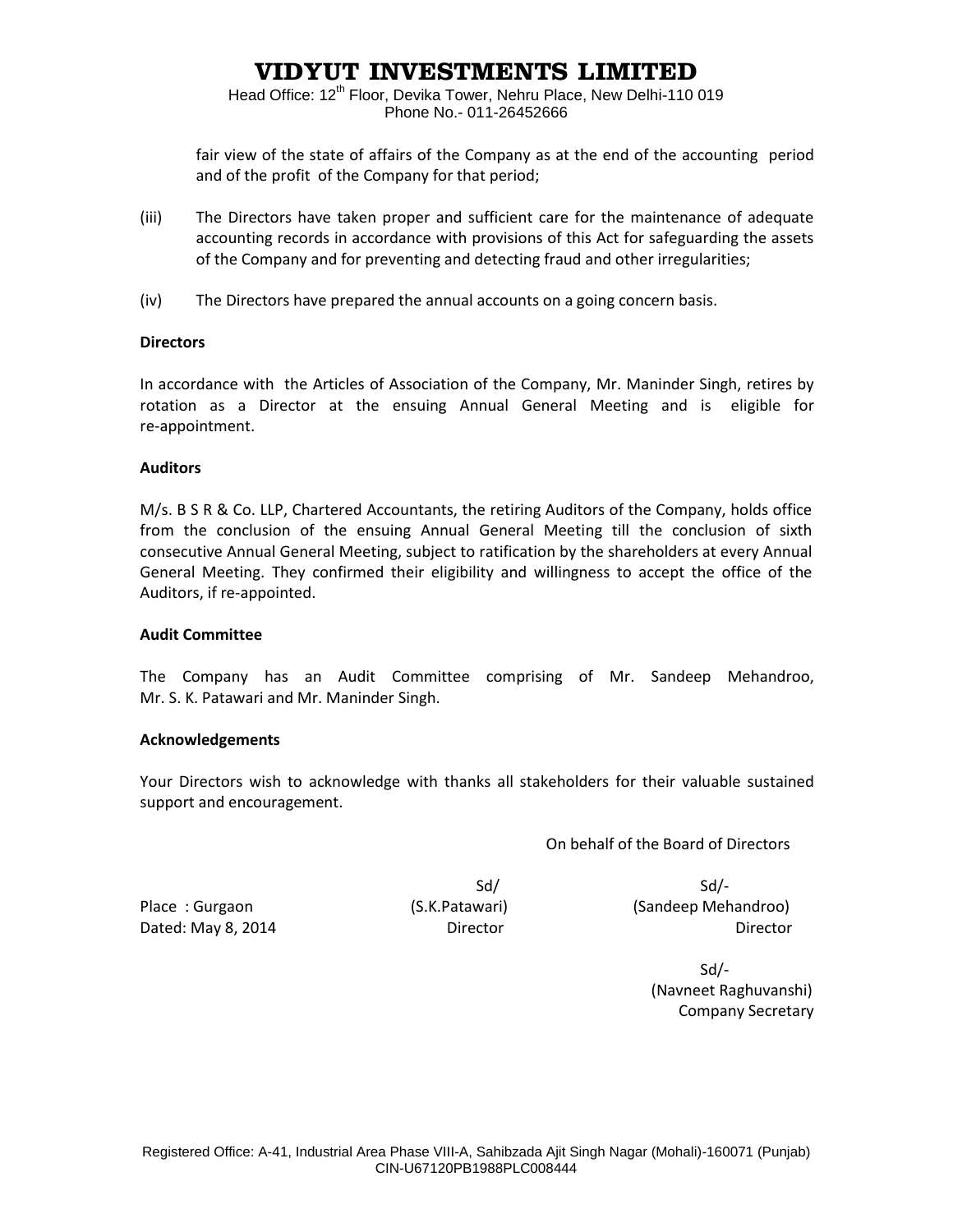fair view of the state of affairs of the Company as at the end of the accounting period and of the profit of the Company for that period;

(iii) The Directors have taken proper and sufficient care for the maintenance of adequate accounting records in accordance with provisions of this Act for safeguarding the assets of the Company and for preventing and detecting fraud and other irregularities;

(iv) The Directors have prepared the annual accounts on a going concern basis.

**Directors**

In accordance with the Articles of Association of the Company, Mr. Maninder Singh, retires by rotation as a Director at the ensuing Annual General Meeting and is eligible for re-appointment.

**Auditors**

M/s. B S R & Co. LLP, Chartered Accountants, the retiring Auditors of the Company, holds office from the conclusion of the ensuing Annual General Meeting till the conclusion of sixth consecutive Annual General Meeting, subject to ratification by the shareholders at every Annual General Meeting. They confirmed their eligibility and willingness to accept the office of the Auditors, if re-appointed.

**Audit Committee**

The Company has an Audit Committee comprising of Mr. Sandeep Mehandroo, Mr. S. K. Patawari and Mr. Maninder Singh.

**Acknowledgements**

Your Directors wish to acknowledge with thanks all stakeholders for their valuable sustained support and encouragement.

On behalf of the Board of Directors

Place : Gurgaon
Dated: May 8, 2014

Sd/
(S.K.Patawari)
Director

Sd/-
(Sandeep Mehandroo)
Director

Sd/-
(Navneet Raghuvanshi)
Company Secretary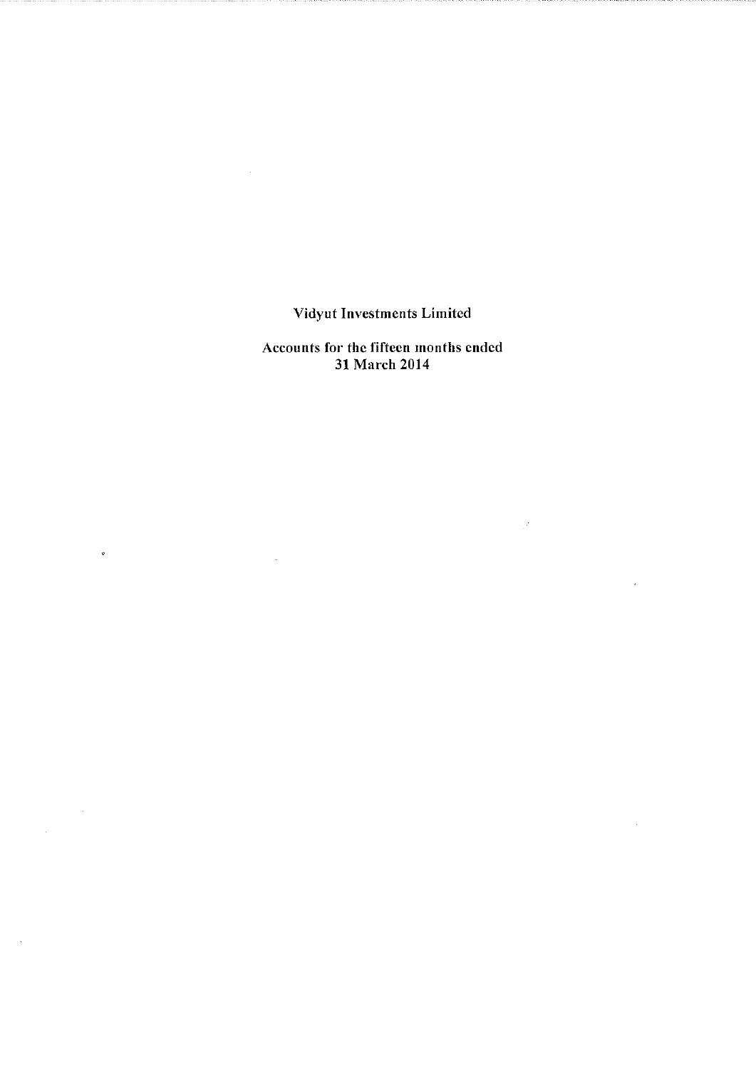# Vidyut Investments Limited

## Accounts for the fifteen months ended 31 March 2014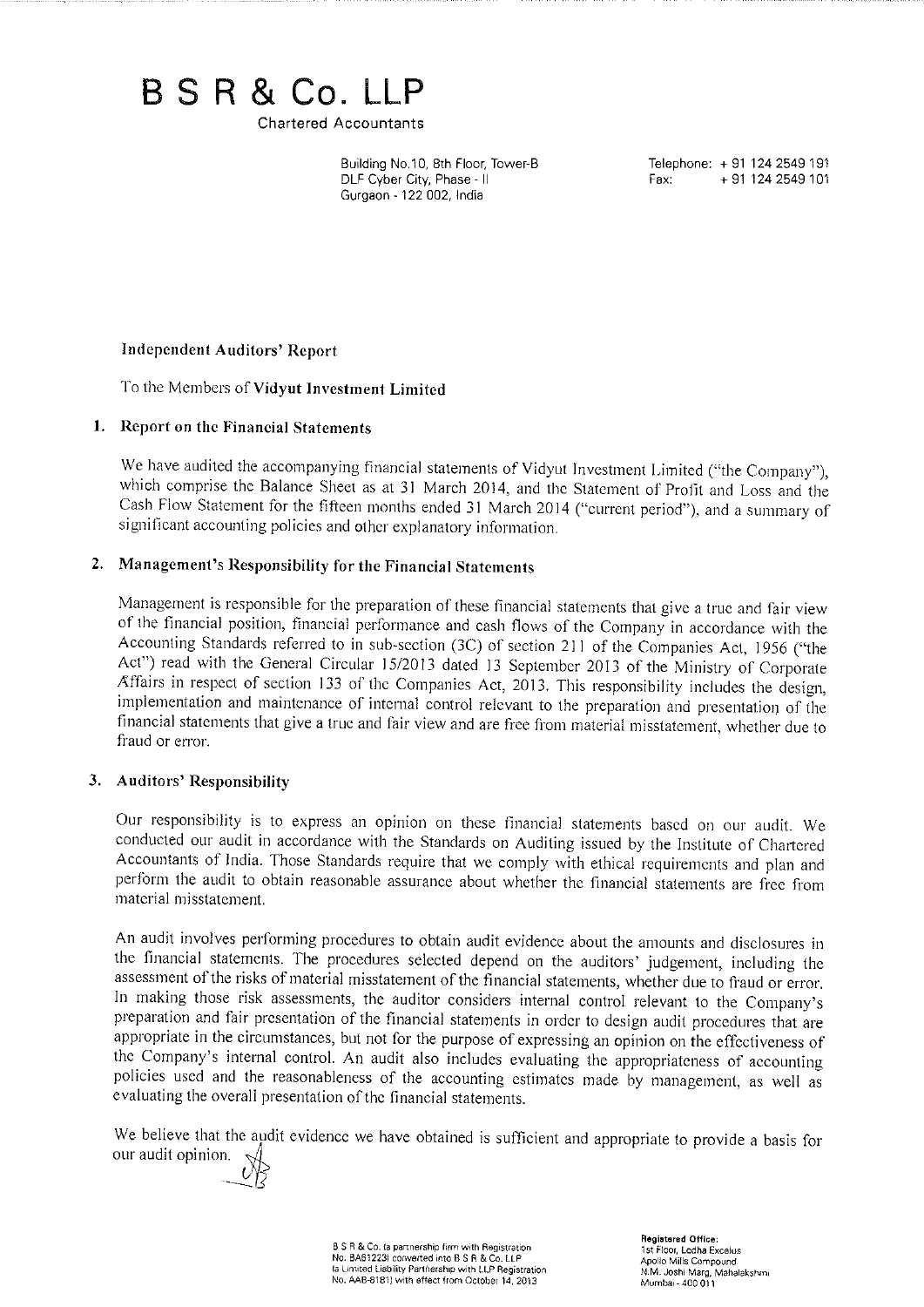# B S R & Co. LLP

Chartered Accountants

Building No.10, 8th Floor, Tower-B
DLF Cyber City, Phase - II
Gurgaon - 122 002, India

Telephone: + 91 124 2549 191
Fax: + 91 124 2549 101

## Independent Auditors' Report

To the Members of **Vidyut Investment Limited**

### 1. Report on the Financial Statements

We have audited the accompanying financial statements of Vidyut Investment Limited ("the Company"), which comprise the Balance Sheet as at 31 March 2014, and the Statement of Profit and Loss and the Cash Flow Statement for the fifteen months ended 31 March 2014 ("current period"), and a summary of significant accounting policies and other explanatory information.

### 2. Management's Responsibility for the Financial Statements

Management is responsible for the preparation of these financial statements that give a true and fair view of the financial position, financial performance and cash flows of the Company in accordance with the Accounting Standards referred to in sub-section (3C) of section 211 of the Companies Act, 1956 ("the Act") read with the General Circular 15/2013 dated 13 September 2013 of the Ministry of Corporate Affairs in respect of section 133 of the Companies Act, 2013. This responsibility includes the design, implementation and maintenance of internal control relevant to the preparation and presentation of the financial statements that give a true and fair view and are free from material misstatement, whether due to fraud or error.

### 3. Auditors' Responsibility

Our responsibility is to express an opinion on these financial statements based on our audit. We conducted our audit in accordance with the Standards on Auditing issued by the Institute of Chartered Accountants of India. Those Standards require that we comply with ethical requirements and plan and perform the audit to obtain reasonable assurance about whether the financial statements are free from material misstatement.

An audit involves performing procedures to obtain audit evidence about the amounts and disclosures in the financial statements. The procedures selected depend on the auditors' judgement, including the assessment of the risks of material misstatement of the financial statements, whether due to fraud or error. In making those risk assessments, the auditor considers internal control relevant to the Company's preparation and fair presentation of the financial statements in order to design audit procedures that are appropriate in the circumstances, but not for the purpose of expressing an opinion on the effectiveness of the Company's internal control. An audit also includes evaluating the appropriateness of accounting policies used and the reasonableness of the accounting estimates made by management, as well as evaluating the overall presentation of the financial statements.

We believe that the audit evidence we have obtained is sufficient and appropriate to provide a basis for our audit opinion.

B S R & Co. (a partnership firm with Registration No. BA61223) converted into B S R & Co. LLP (a Limited Liability Partnership with LLP Registration No. AAB-8181) with effect from October 14, 2013

**Registered Office:**
1st Floor, Lodha Excelus
Apollo Mills Compound
N.M. Joshi Marg, Mahalakshmi
Mumbai - 400 011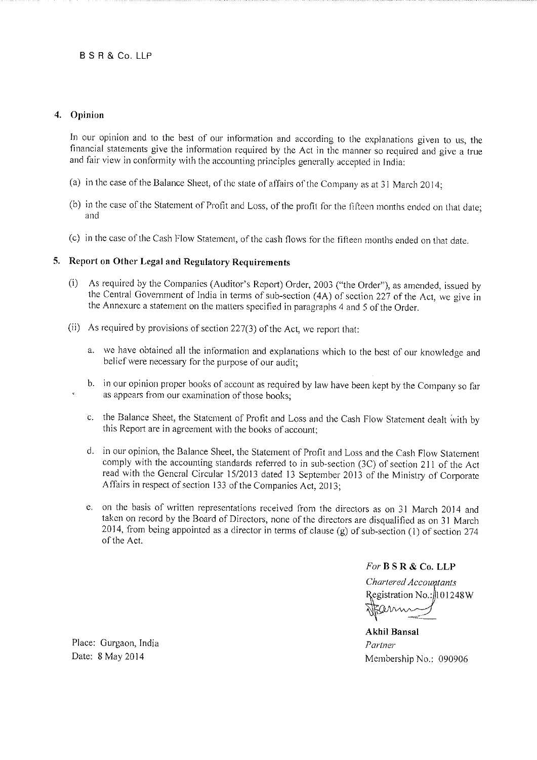B S R & Co. LLP

## 4. Opinion

In our opinion and to the best of our information and according to the explanations given to us, the financial statements give the information required by the Act in the manner so required and give a true and fair view in conformity with the accounting principles generally accepted in India:

(a) in the case of the Balance Sheet, of the state of affairs of the Company as at 31 March 2014;

(b) in the case of the Statement of Profit and Loss, of the profit for the fifteen months ended on that date; and

(c) in the case of the Cash Flow Statement, of the cash flows for the fifteen months ended on that date.

## 5. Report on Other Legal and Regulatory Requirements

(i) As required by the Companies (Auditor's Report) Order, 2003 ("the Order"), as amended, issued by the Central Government of India in terms of sub-section (4A) of section 227 of the Act, we give in the Annexure a statement on the matters specified in paragraphs 4 and 5 of the Order.

(ii) As required by provisions of section 227(3) of the Act, we report that:

a. we have obtained all the information and explanations which to the best of our knowledge and belief were necessary for the purpose of our audit;

b. in our opinion proper books of account as required by law have been kept by the Company so far as appears from our examination of those books;

c. the Balance Sheet, the Statement of Profit and Loss and the Cash Flow Statement dealt with by this Report are in agreement with the books of account;

d. in our opinion, the Balance Sheet, the Statement of Profit and Loss and the Cash Flow Statement comply with the accounting standards referred to in sub-section (3C) of section 211 of the Act read with the General Circular 15/2013 dated 13 September 2013 of the Ministry of Corporate Affairs in respect of section 133 of the Companies Act, 2013;

e. on the basis of written representations received from the directors as on 31 March 2014 and taken on record by the Board of Directors, none of the directors are disqualified as on 31 March 2014, from being appointed as a director in terms of clause (g) of sub-section (1) of section 274 of the Act.

*For* **B S R & Co. LLP**
*Chartered Accountants*
Registration No.: 101248W

**Akhil Bansal**
*Partner*
Membership No.: 090906

Place: Gurgaon, India
Date: 8 May 2014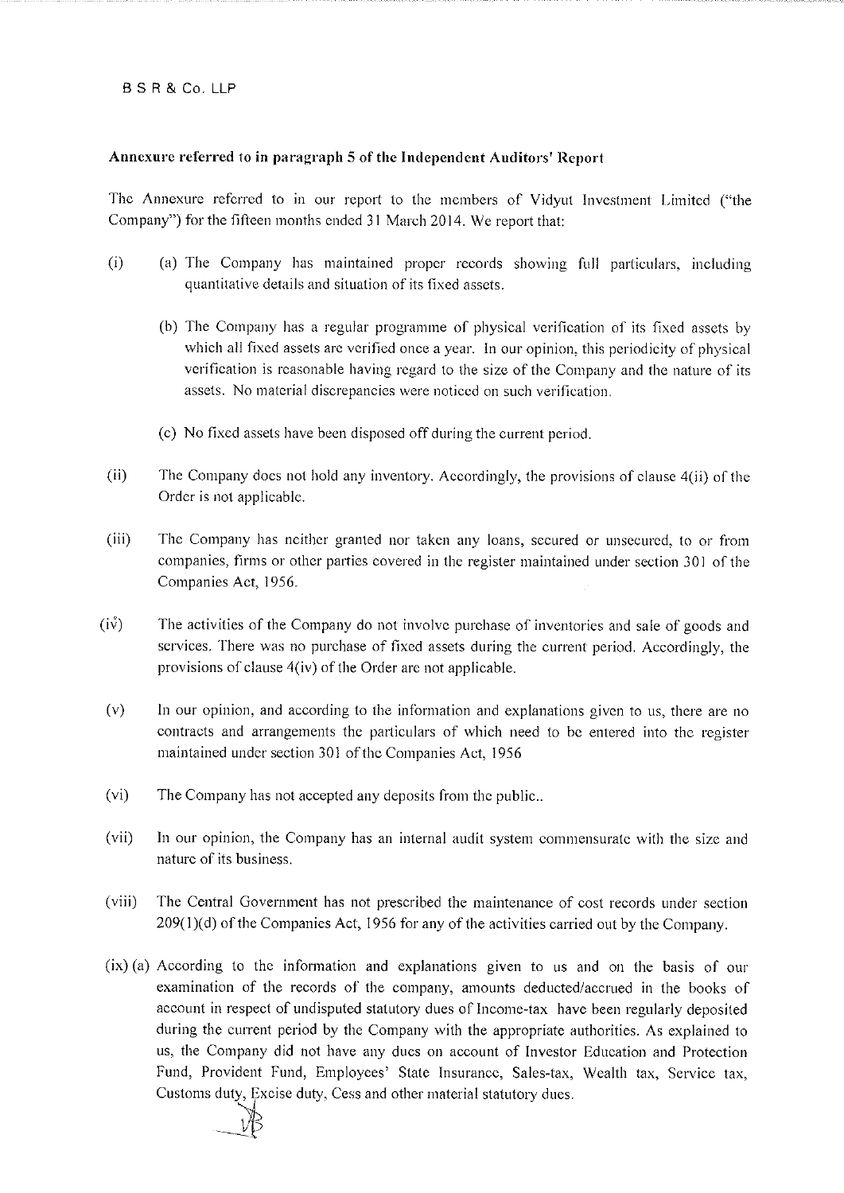B S R & Co. LLP

**Annexure referred to in paragraph 5 of the Independent Auditors' Report**

The Annexure referred to in our report to the members of Vidyut Investment Limited ("the Company") for the fifteen months ended 31 March 2014. We report that:

(i) (a) The Company has maintained proper records showing full particulars, including quantitative details and situation of its fixed assets.

(b) The Company has a regular programme of physical verification of its fixed assets by which all fixed assets are verified once a year. In our opinion, this periodicity of physical verification is reasonable having regard to the size of the Company and the nature of its assets. No material discrepancies were noticed on such verification.

(c) No fixed assets have been disposed off during the current period.

(ii) The Company does not hold any inventory. Accordingly, the provisions of clause 4(ii) of the Order is not applicable.

(iii) The Company has neither granted nor taken any loans, secured or unsecured, to or from companies, firms or other parties covered in the register maintained under section 301 of the Companies Act, 1956.

(iv) The activities of the Company do not involve purchase of inventories and sale of goods and services. There was no purchase of fixed assets during the current period. Accordingly, the provisions of clause 4(iv) of the Order are not applicable.

(v) In our opinion, and according to the information and explanations given to us, there are no contracts and arrangements the particulars of which need to be entered into the register maintained under section 301 of the Companies Act, 1956

(vi) The Company has not accepted any deposits from the public..

(vii) In our opinion, the Company has an internal audit system commensurate with the size and nature of its business.

(viii) The Central Government has not prescribed the maintenance of cost records under section 209(1)(d) of the Companies Act, 1956 for any of the activities carried out by the Company.

(ix) (a) According to the information and explanations given to us and on the basis of our examination of the records of the company, amounts deducted/accrued in the books of account in respect of undisputed statutory dues of Income-tax have been regularly deposited during the current period by the Company with the appropriate authorities. As explained to us, the Company did not have any dues on account of Investor Education and Protection Fund, Provident Fund, Employees' State Insurance, Sales-tax, Wealth tax, Service tax, Customs duty, Excise duty, Cess and other material statutory dues.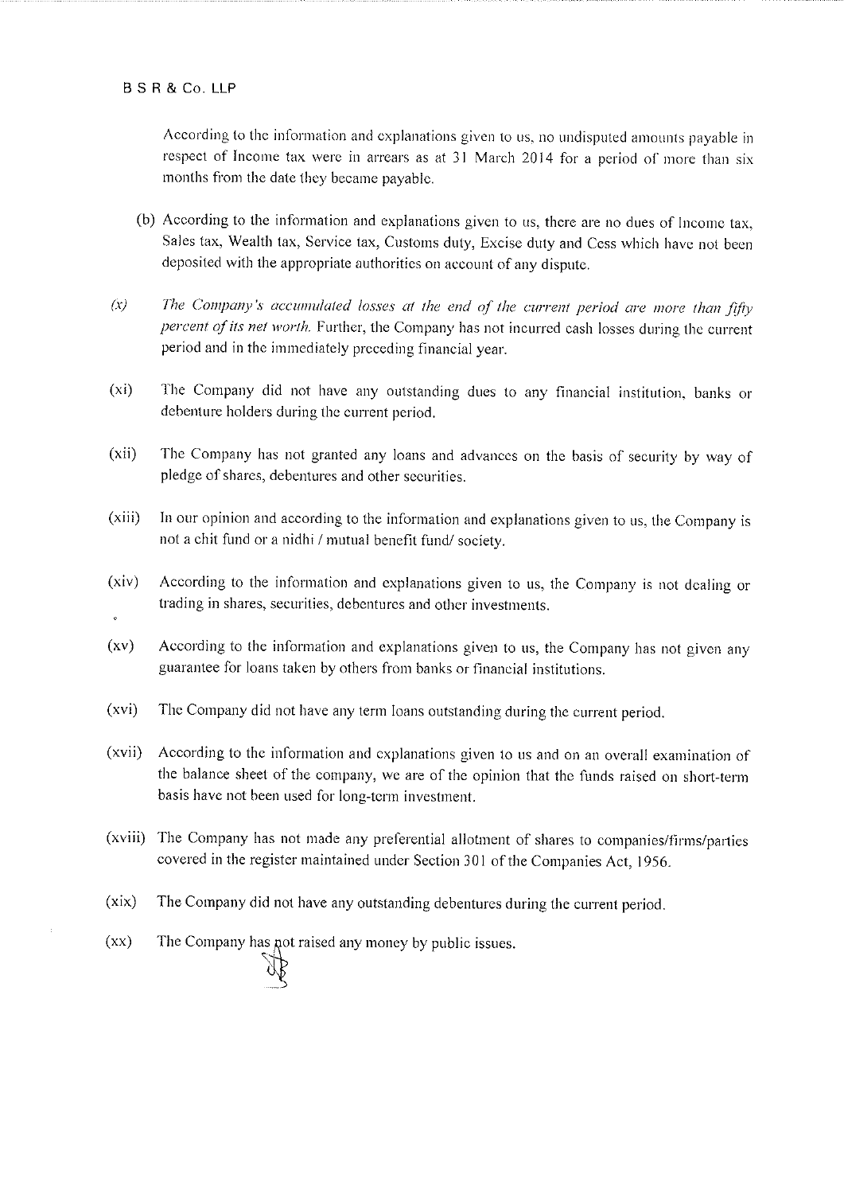B S R & Co. LLP

According to the information and explanations given to us, no undisputed amounts payable in respect of Income tax were in arrears as at 31 March 2014 for a period of more than six months from the date they became payable.

(b) According to the information and explanations given to us, there are no dues of Income tax, Sales tax, Wealth tax, Service tax, Customs duty, Excise duty and Cess which have not been deposited with the appropriate authorities on account of any dispute.

(x) *The Company's accumulated losses at the end of the current period are more than fifty percent of its net worth.* Further, the Company has not incurred cash losses during the current period and in the immediately preceding financial year.

(xi) The Company did not have any outstanding dues to any financial institution, banks or debenture holders during the current period.

(xii) The Company has not granted any loans and advances on the basis of security by way of pledge of shares, debentures and other securities.

(xiii) In our opinion and according to the information and explanations given to us, the Company is not a chit fund or a nidhi / mutual benefit fund/ society.

(xiv) According to the information and explanations given to us, the Company is not dealing or trading in shares, securities, debentures and other investments.

(xv) According to the information and explanations given to us, the Company has not given any guarantee for loans taken by others from banks or financial institutions.

(xvi) The Company did not have any term loans outstanding during the current period.

(xvii) According to the information and explanations given to us and on an overall examination of the balance sheet of the company, we are of the opinion that the funds raised on short-term basis have not been used for long-term investment.

(xviii) The Company has not made any preferential allotment of shares to companies/firms/parties covered in the register maintained under Section 301 of the Companies Act, 1956.

(xix) The Company did not have any outstanding debentures during the current period.

(xx) The Company has not raised any money by public issues.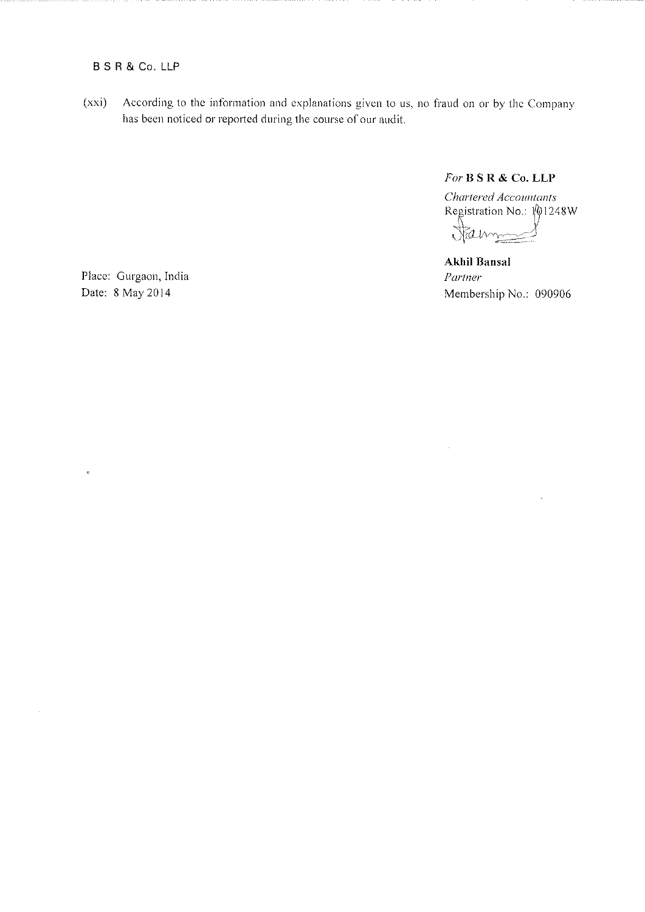B S R & Co. LLP

(xxi) According to the information and explanations given to us, no fraud on or by the Company has been noticed or reported during the course of our audit.

*For* **B S R & Co. LLP**

*Chartered Accountants*
Registration No.: 101248W

**Akhil Bansal**
*Partner*
Membership No.: 090906

Place: Gurgaon, India
Date: 8 May 2014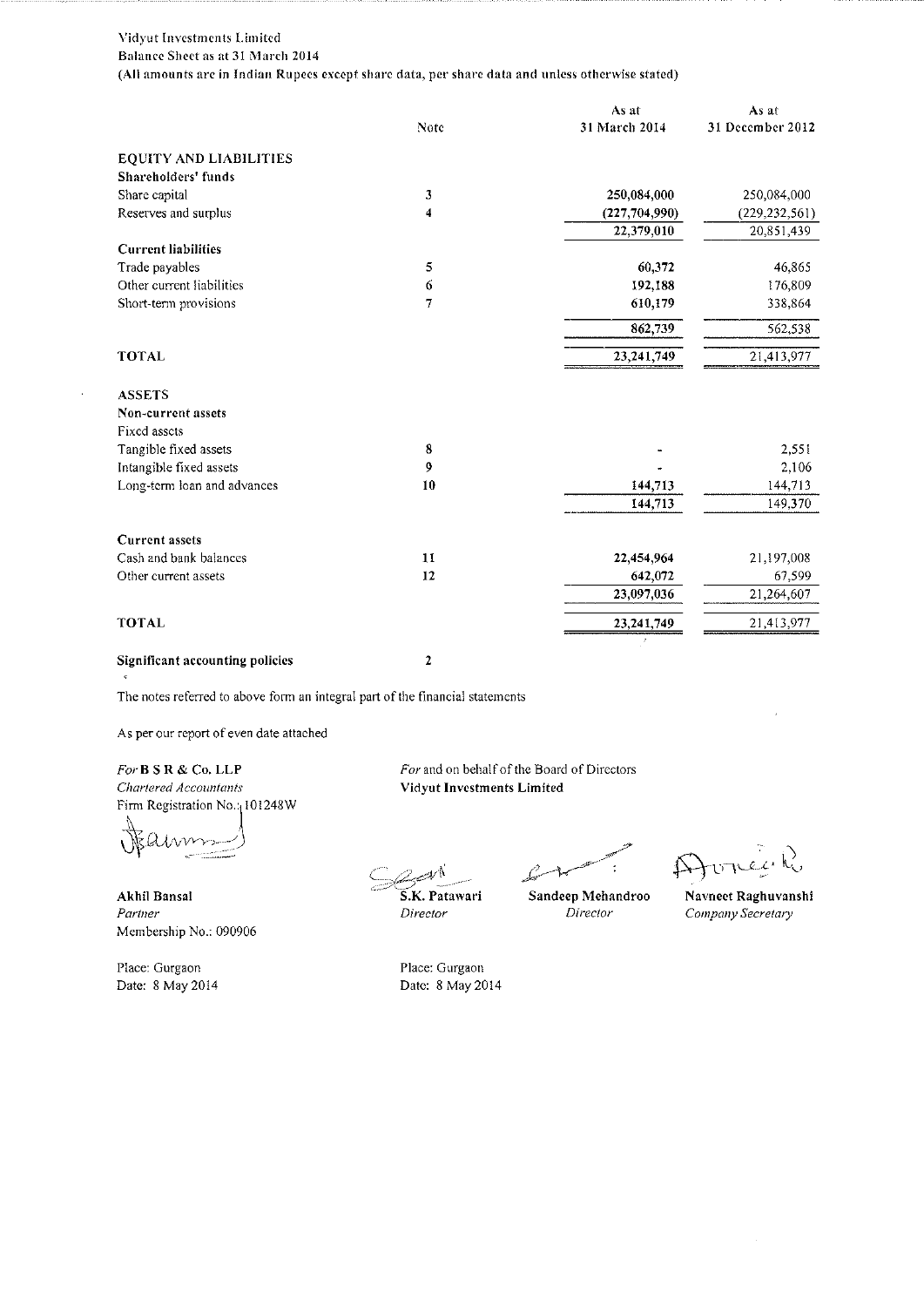Vidyut Investments Limited

Balance Sheet as at 31 March 2014

(All amounts are in Indian Rupees except share data, per share data and unless otherwise stated)

| | Note | As at 31 March 2014 | As at 31 December 2012 |
|---|---|---|---|
| **EQUITY AND LIABILITIES** | | | |
| **Shareholders' funds** | | | |
| Share capital | 3 | **250,084,000** | 250,084,000 |
| Reserves and surplus | 4 | **(227,704,990)** | (229,232,561) |
| | | **22,379,010** | 20,851,439 |
| **Current liabilities** | | | |
| Trade payables | 5 | **60,372** | 46,865 |
| Other current liabilities | 6 | **192,188** | 176,809 |
| Short-term provisions | 7 | **610,179** | 338,864 |
| | | **862,739** | 562,538 |
| **TOTAL** | | **23,241,749** | 21,413,977 |
| **ASSETS** | | | |
| **Non-current assets** | | | |
| Fixed assets | | | |
| Tangible fixed assets | 8 | **-** | 2,551 |
| Intangible fixed assets | 9 | **-** | 2,106 |
| Long-term loan and advances | 10 | **144,713** | 144,713 |
| | | **144,713** | 149,370 |
| **Current assets** | | | |
| Cash and bank balances | 11 | **22,454,964** | 21,197,008 |
| Other current assets | 12 | **642,072** | 67,599 |
| | | **23,097,036** | 21,264,607 |
| **TOTAL** | | **23,241,749** | 21,413,977 |
| **Significant accounting policies** | 2 | | |

The notes referred to above form an integral part of the financial statements

As per our report of even date attached

*For* **B S R & Co. LLP**
*Chartered Accountants*
Firm Registration No.: 101248W

**Akhil Bansal**
*Partner*
Membership No.: 090906

Place: Gurgaon
Date: 8 May 2014

*For* and on behalf of the Board of Directors
**Vidyut Investments Limited**

**S.K. Patawari**
*Director*

**Sandeep Mehandroo**
*Director*

**Navneet Raghuvanshi**
*Company Secretary*

Place: Gurgaon
Date: 8 May 2014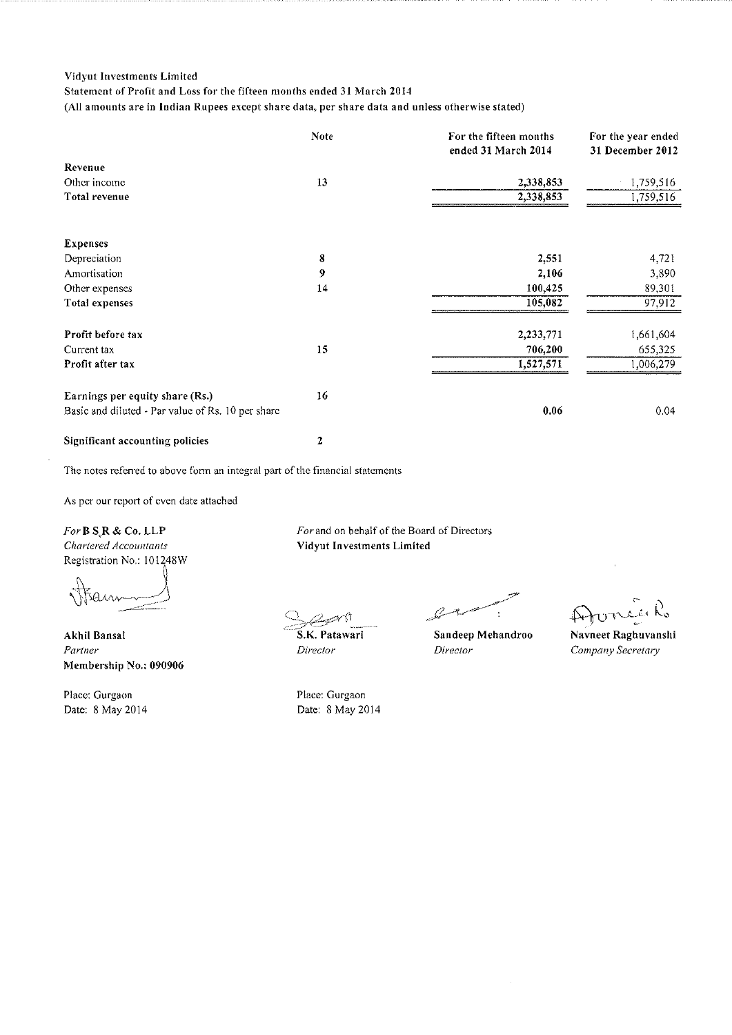Vidyut Investments Limited

Statement of Profit and Loss for the fifteen months ended 31 March 2014

(All amounts are in Indian Rupees except share data, per share data and unless otherwise stated)

| | Note | For the fifteen months ended 31 March 2014 | For the year ended 31 December 2012 |
|---|---|---|---|
| **Revenue** | | | |
| Other income | 13 | 2,338,853 | 1,759,516 |
| **Total revenue** | | 2,338,853 | 1,759,516 |
| | | | |
| **Expenses** | | | |
| Depreciation | 8 | **2,551** | 4,721 |
| Amortisation | 9 | **2,106** | 3,890 |
| Other expenses | 14 | **100,425** | 89,301 |
| **Total expenses** | | **105,082** | 97,912 |
| | | | |
| **Profit before tax** | | 2,233,771 | 1,661,604 |
| Current tax | 15 | **706,200** | 655,325 |
| **Profit after tax** | | **1,527,571** | 1,006,279 |
| | | | |
| **Earnings per equity share (Rs.)** | 16 | | |
| Basic and diluted - Par value of Rs. 10 per share | | **0.06** | 0.04 |
| | | | |
| **Significant accounting policies** | 2 | | |

The notes referred to above form an integral part of the financial statements

As per our report of even date attached

*For* **B S R & Co. LLP**
*Chartered Accountants*
Registration No.: 101248W

**Akhil Bansal**
*Partner*
**Membership No.: 090906**

Place: Gurgaon
Date: 8 May 2014

*For* and on behalf of the Board of Directors
**Vidyut Investments Limited**

**S.K. Patawari**
*Director*

**Sandeep Mehandroo**
*Director*

**Navneet Raghuvanshi**
*Company Secretary*

Place: Gurgaon
Date: 8 May 2014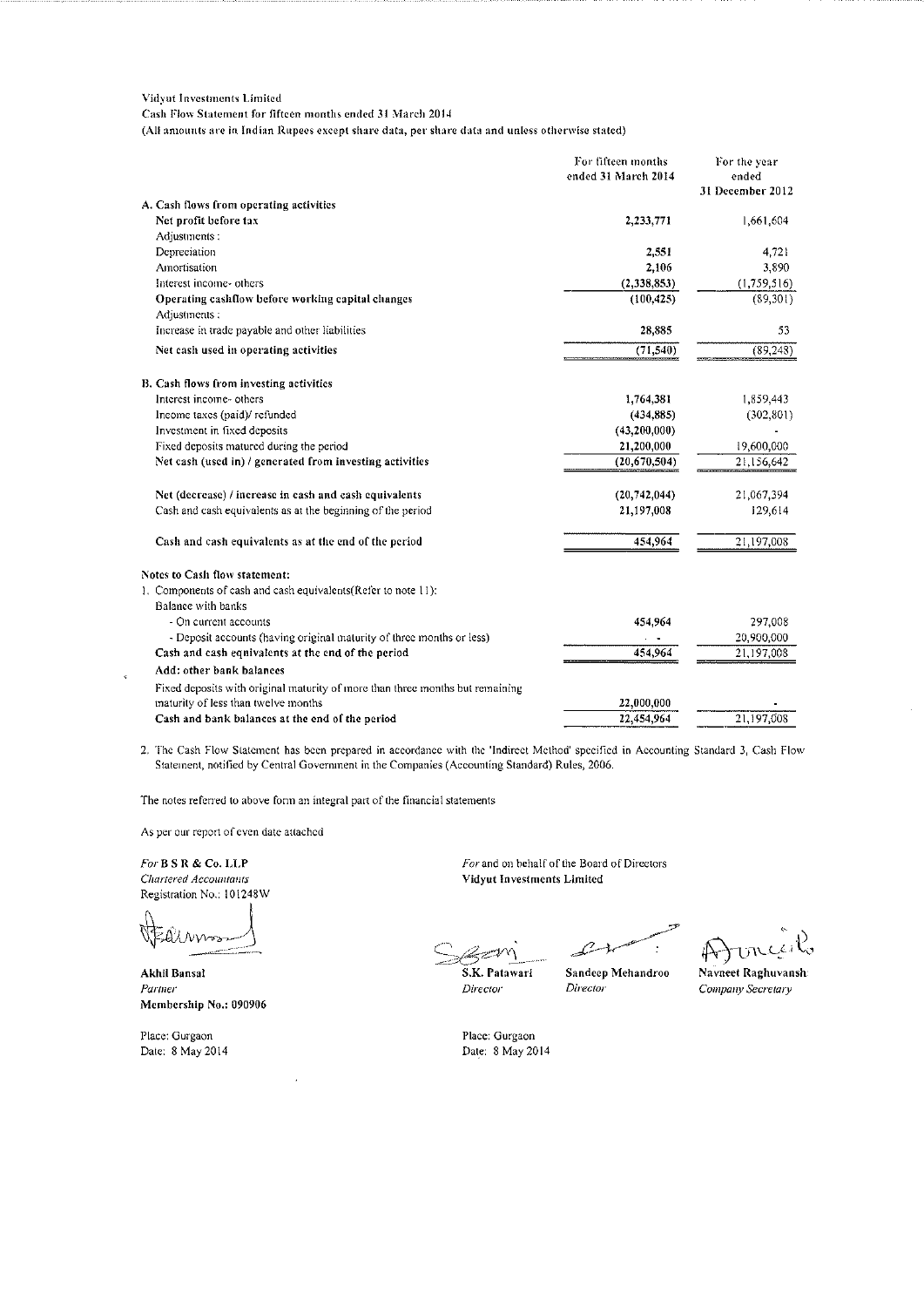Vidyut Investments Limited

Cash Flow Statement for fifteen months ended 31 March 2014

(All amounts are in Indian Rupees except share data, per share data and unless otherwise stated)

| | For fifteen months ended 31 March 2014 | For the year ended 31 December 2012 |
|---|---|---|
| **A. Cash flows from operating activities** | | |
| **Net profit before tax** | **2,233,771** | 1,661,604 |
| Adjustments : | | |
| Depreciation | **2,551** | 4,721 |
| Amortisation | **2,106** | 3,890 |
| Interest income- others | **(2,338,853)** | (1,759,516) |
| **Operating cashflow before working capital changes** | **(100,425)** | (89,301) |
| Adjustments : | | |
| Increase in trade payable and other liabilities | **28,885** | 53 |
| **Net cash used in operating activities** | **(71,540)** | (89,248) |
| **B. Cash flows from investing activities** | | |
| Interest income- others | **1,764,381** | 1,859,443 |
| Income taxes (paid)/ refunded | **(434,885)** | (302,801) |
| Investment in fixed deposits | **(43,200,000)** | - |
| Fixed deposits matured during the period | **21,200,000** | 19,600,000 |
| **Net cash (used in) / generated from investing activities** | **(20,670,504)** | 21,156,642 |
| **Net (decrease) / increase in cash and cash equivalents** | **(20,742,044)** | 21,067,394 |
| Cash and cash equivalents as at the beginning of the period | **21,197,008** | 129,614 |
| **Cash and cash equivalents as at the end of the period** | **454,964** | 21,197,008 |

**Notes to Cash flow statement:**

1. Components of cash and cash equivalents(Refer to note 11):

| | | |
|---|---|---|
| Balance with banks | | |
| - On current accounts | **454,964** | 297,008 |
| - Deposit accounts (having original maturity of three months or less) | - | 20,900,000 |
| **Cash and cash equivalents at the end of the period** | **454,964** | 21,197,008 |
| **Add: other bank balances** | | |
| Fixed deposits with original maturity of more than three months but remaining maturity of less than twelve months | **22,000,000** | - |
| **Cash and bank balances at the end of the period** | **22,454,964** | 21,197,008 |

2. The Cash Flow Statement has been prepared in accordance with the 'Indirect Method' specified in Accounting Standard 3, Cash Flow Statement, notified by Central Government in the Companies (Accounting Standard) Rules, 2006.

The notes referred to above form an integral part of the financial statements

As per our report of even date attached

*For* **B S R & Co. LLP**
*Chartered Accountants*
Registration No.: 101248W

**Akhil Bansal**
*Partner*
**Membership No.: 090906**

Place: Gurgaon
Date: 8 May 2014

*For* and on behalf of the Board of Directors
**Vidyut Investments Limited**

**S.K. Patawari** — *Director*
**Sandeep Mehandroo** — *Director*
**Navneet Raghuvansh** — *Company Secretary*

Place: Gurgaon
Date: 8 May 2014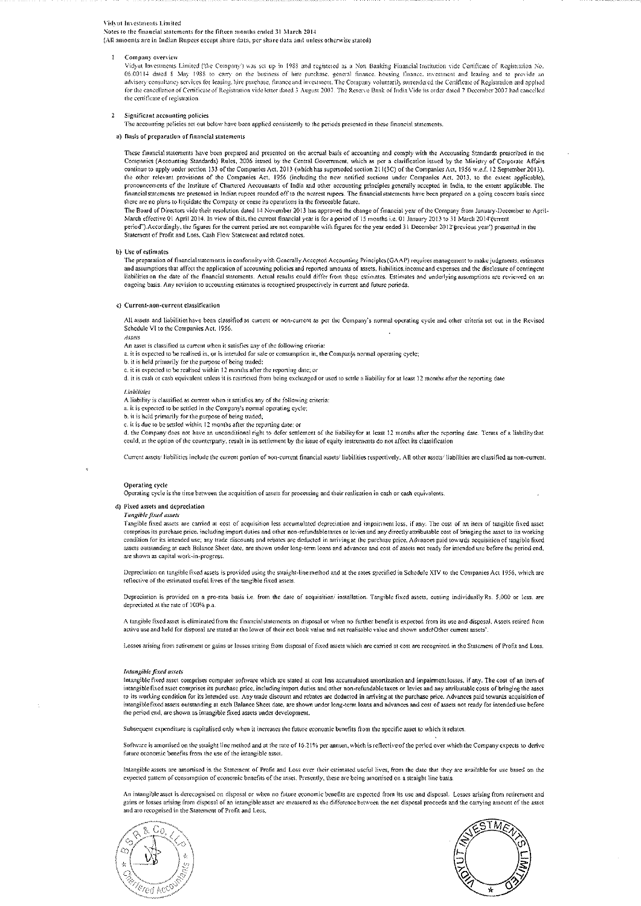Vidyut Investments Limited
Notes to the financial statements for the fifteen months ended 31 March 2014
(All amounts are in Indian Rupees except share data, per share data and unless otherwise stated)

## 1 Company overview

Vidyut Investments Limited ('the Company') was set up in 1988 and registered as a Non Banking Financial Institution vide Certificate of Registration No. 06.00114 dated 8 May 1988 to carry on the business of hire purchase, general finance, housing finance, investment and leasing and to provide an advisory consultancy services for leasing, hire purchase, finance and investment. The Company voluntarily surrendered the Certificate of Registration and applied for the cancellation of Certificate of Registration vide letter dated 3 August 2007. The Reserve Bank of India vide its order dated 7 December 2007 had cancelled the certificate of registration.

## 2 Significant accounting policies

The accounting policies set out below have been applied consistently to the periods presented in these financial statements.

### a) Basis of preparation of financial statements

These financial statements have been prepared and presented on the accrual basis of accounting and comply with the Accounting Standards prescribed in the Companies (Accounting Standards) Rules, 2006 issued by the Central Government, which as per a clarification issued by the Ministry of Corporate Affairs continue to apply under section 133 of the Companies Act, 2013 (which has superseded section 211(3C) of the Companies Act, 1956 w.e.f. 12 September 2013), the other relevant provisions of the Companies Act, 1956 (including the new notified sections under Companies Act, 2013, to the extent applicable), pronouncements of the Institute of Chartered Accountants of India and other accounting principles generally accepted in India, to the extent applicable. The financial statements are presented in Indian rupees rounded off to the nearest rupees. The financial statements have been prepared on a going concern basis since there are no plans to liquidate the Company or cease its operations in the forseeable future.

The Board of Directors vide their resolution dated 14 November 2013 has approved the change of financial year of the Company from January-December to April-March effective 01 April 2014. In view of this, the current financial year is for a period of 15 months i.e. 01 January 2013 to 31 March 2014('current period'). Accordingly, the figures for the current period are not comparable with figures for the year ended 31 December 2012('previous year') presented in the Statement of Profit and Loss, Cash Flow Statement and related notes.

### b) Use of estimates

The preparation of financial statements in conformity with Generally Accepted Accounting Principles (GAAP) requires management to make judgments, estimates and assumptions that affect the application of accounting policies and reported amounts of assets, liabilities, income and expenses and the disclosure of contingent liabilities on the date of the financial statements. Actual results could differ from those estimates. Estimates and underlying assumptions are reviewed on an ongoing basis. Any revision to accounting estimates is recognised prospectively in current and future periods.

### c) Current-non-current classification

All assets and liabilities have been classified as current or non-current as per the Company's normal operating cycle and other criteria set out in the Revised Schedule VI to the Companies Act, 1956.

*Assets*

An asset is classified as current when it satisfies any of the following criteria:

a. it is expected to be realised in, or is intended for sale or consumption in, the Company's normal operating cycle;
b. it is held primarily for the purpose of being traded;
c. it is expected to be realised within 12 months after the reporting date; or
d. it is cash or cash equivalent unless it is restricted from being exchanged or used to settle a liability for at least 12 months after the reporting date

*Liabilities*

A liability is classified as current when it satisfies any of the following criteria:

a. it is expected to be settled in the Company's normal operating cycle;
b. it is held primarily for the purpose of being traded;
c. it is due to be settled within 12 months after the reporting date; or
d. the Company does not have an unconditional right to defer settlement of the liability for at least 12 months after the reporting date. Terms of a liability that could, at the option of the counterparty, result in its settlement by the issue of equity instruments do not affect its classification

Current assets/ liabilities include the current portion of non-current financial assets/ liabilities respectively. All other assets/ liabilities are classified as non-current.

**Operating cycle**

Operating cycle is the time between the acquisition of assets for processing and their realisation in cash or cash equivalents.

### d) Fixed assets and depreciation

*Tangible fixed assets*

Tangible fixed assets are carried at cost of acquisition less accumulated depreciation and impairment loss, if any. The cost of an item of tangible fixed asset comprises its purchase price, including import duties and other non-refundable taxes or levies and any directly attributable cost of bringing the asset to its working condition for its intended use; any trade discounts and rebates are deducted in arriving at the purchase price. Advances paid towards acquisition of tangible fixed assets outstanding at each Balance Sheet date, are shown under long-term loans and advances and cost of assets not ready for intended use before the period end, are shown as capital work-in-progress.

Depreciation on tangible fixed assets is provided using the straight-line method and at the rates specified in Schedule XIV to the Companies Act 1956, which are reflective of the estimated useful lives of the tangible fixed assets.

Depreciation is provided on a pro-rata basis i.e. from the date of acquisition/ installation. Tangible fixed assets, costing individually Rs. 5,000 or less, are depreciated at the rate of 100% p.a.

A tangible fixed asset is eliminated from the financial statements on disposal or when no further benefit is expected from its use and disposal. Assets retired from active use and held for disposal are stated at the lower of their net book value and net realisable value and shown under 'Other current assets'.

Losses arising from retirement or gains or losses arising from disposal of fixed assets which are carried at cost are recognised in the Statement of Profit and Loss.

*Intangible fixed assets*

Intangible fixed asset comprises computer software which are stated at cost less accumulated amortization and impairment losses, if any. The cost of an item of intangible fixed asset comprises its purchase price, including import duties and other non-refundable taxes or levies and any attributable costs of bringing the asset to its working condition for its intended use. Any trade discount and rebates are deducted in arriving at the purchase price. Advances paid towards acquisition of intangible fixed assets outstanding at each Balance Sheet date, are shown under long-term loans and advances and cost of assets not ready for intended use before the period end, are shown as intangible fixed assets under development.

Subsequent expenditure is capitalised only when it increases the future economic benefits from the specific asset to which it relates.

Software is amortised on the straight line method and at the rate of 16.21% per annum, which is reflective of the period over which the Company expects to derive future economic benefits from the use of the intangible asset.

Intangible assets are amortised in the Statement of Profit and Loss over their estimated useful lives, from the date that they are available for use based on the expected pattern of consumption of economic benefits of the asset. Presently, these are being amortised on a straight line basis.

An intangible asset is derecognised on disposal or when no future economic benefits are expected from its use and disposal. Losses arising from retirement and gains or losses arising from disposal of an intangible asset are measured as the difference between the net disposal proceeds and the carrying amount of the asset and are recognised in the Statement of Profit and Loss.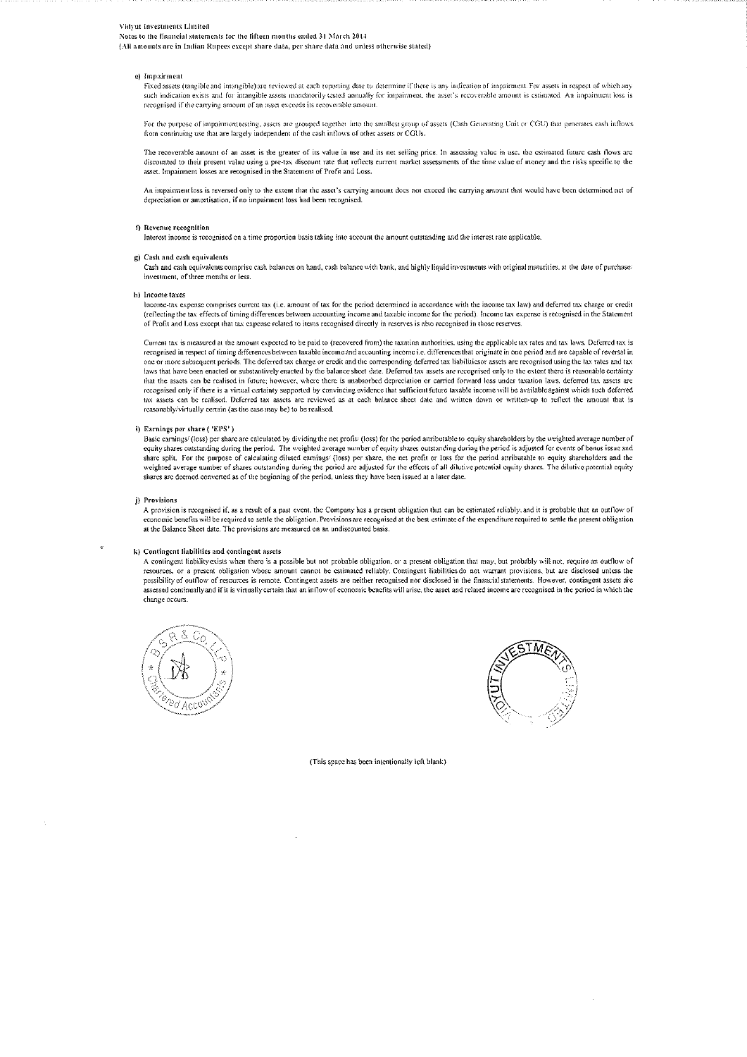e) Impairment

Fixed assets (tangible and intangible) are reviewed at each reporting date to determine if there is any indication of impairment. For assets in respect of which any such indication exists and for intangible assets mandatorily tested annually for impairment, the asset's recoverable amount is estimated. An impairment loss is recognised if the carrying amount of an asset exceeds its recoverable amount.

For the purpose of impairment testing, assets are grouped together into the smallest group of assets (Cash Generating Unit or CGU) that generates cash inflows from continuing use that are largely independent of the cash inflows of other assets or CGUs.

The recoverable amount of an asset is the greater of its value in use and its net selling price. In assessing value in use, the estimated future cash flows are discounted to their present value using a pre-tax discount rate that reflects current market assessments of the time value of money and the risks specific to the asset. Impairment losses are recognised in the Statement of Profit and Loss.

An impairment loss is reversed only to the extent that the asset's carrying amount does not exceed the carrying amount that would have been determined net of depreciation or amortisation, if no impairment loss had been recognised.

**f) Revenue recognition**

Interest income is recognised on a time proportion basis taking into account the amount outstanding and the interest rate applicable.

**g) Cash and cash equivalents**

Cash and cash equivalents comprise cash balances on hand, cash balance with bank, and highly liquid investments with original maturities, at the date of purchase/investment, of three months or less.

**h) Income taxes**

Income-tax expense comprises current tax (i.e. amount of tax for the period determined in accordance with the income tax law) and deferred tax charge or credit (reflecting the tax effects of timing differences between accounting income and taxable income for the period). Income tax expense is recognised in the Statement of Profit and Loss except that tax expense related to items recognised directly in reserves is also recognised in those reserves.

Current tax is measured at the amount expected to be paid to (recovered from) the taxation authorities, using the applicable tax rates and tax laws. Deferred tax is recognised in respect of timing differences between taxable income and accounting income i.e. differences that originate in one period and are capable of reversal in one or more subsequent periods. The deferred tax charge or credit and the corresponding deferred tax liabilities or assets are recognised using the tax rates and tax laws that have been enacted or substantively enacted by the balance sheet date. Deferred tax assets are recognised only to the extent there is reasonable certainty that the assets can be realised in future; however, where there is unabsorbed depreciation or carried forward loss under taxation laws, deferred tax assets are recognised only if there is a virtual certainty supported by convincing evidence that sufficient future taxable income will be available against which such deferred tax assets can be realised. Deferred tax assets are reviewed as at each balance sheet date and written down or written-up to reflect the amount that is reasonably/virtually certain (as the case may be) to be realised.

**i) Earnings per share ('EPS')**

Basic earnings/ (loss) per share are calculated by dividing the net profit/ (loss) for the period attributable to equity shareholders by the weighted average number of equity shares outstanding during the period. The weighted average number of equity shares outstanding during the period is adjusted for events of bonus issue and share split. For the purpose of calculating diluted earnings/ (loss) per share, the net profit or loss for the period attributable to equity shareholders and the weighted average number of shares outstanding during the period are adjusted for the effects of all dilutive potential equity shares. The dilutive potential equity shares are deemed converted as of the beginning of the period, unless they have been issued at a later date.

**j) Provisions**

A provision is recognised if, as a result of a past event, the Company has a present obligation that can be estimated reliably, and it is probable that an outflow of economic benefits will be required to settle the obligation. Provisions are recognised at the best estimate of the expenditure required to settle the present obligation at the Balance Sheet date. The provisions are measured on an undiscounted basis.

**k) Contingent liabilities and contingent assets**

A contingent liability exists when there is a possible but not probable obligation, or a present obligation that may, but probably will not, require an outflow of resources, or a present obligation whose amount cannot be estimated reliably. Contingent liabilities do not warrant provisions, but are disclosed unless the possibility of outflow of resources is remote. Contingent assets are neither recognised nor disclosed in the financial statements. However, contingent assets are assessed continually and if it is virtually certain that an inflow of economic benefits will arise, the asset and related income are recognised in the period in which the change occurs.

(This space has been intentionally left blank)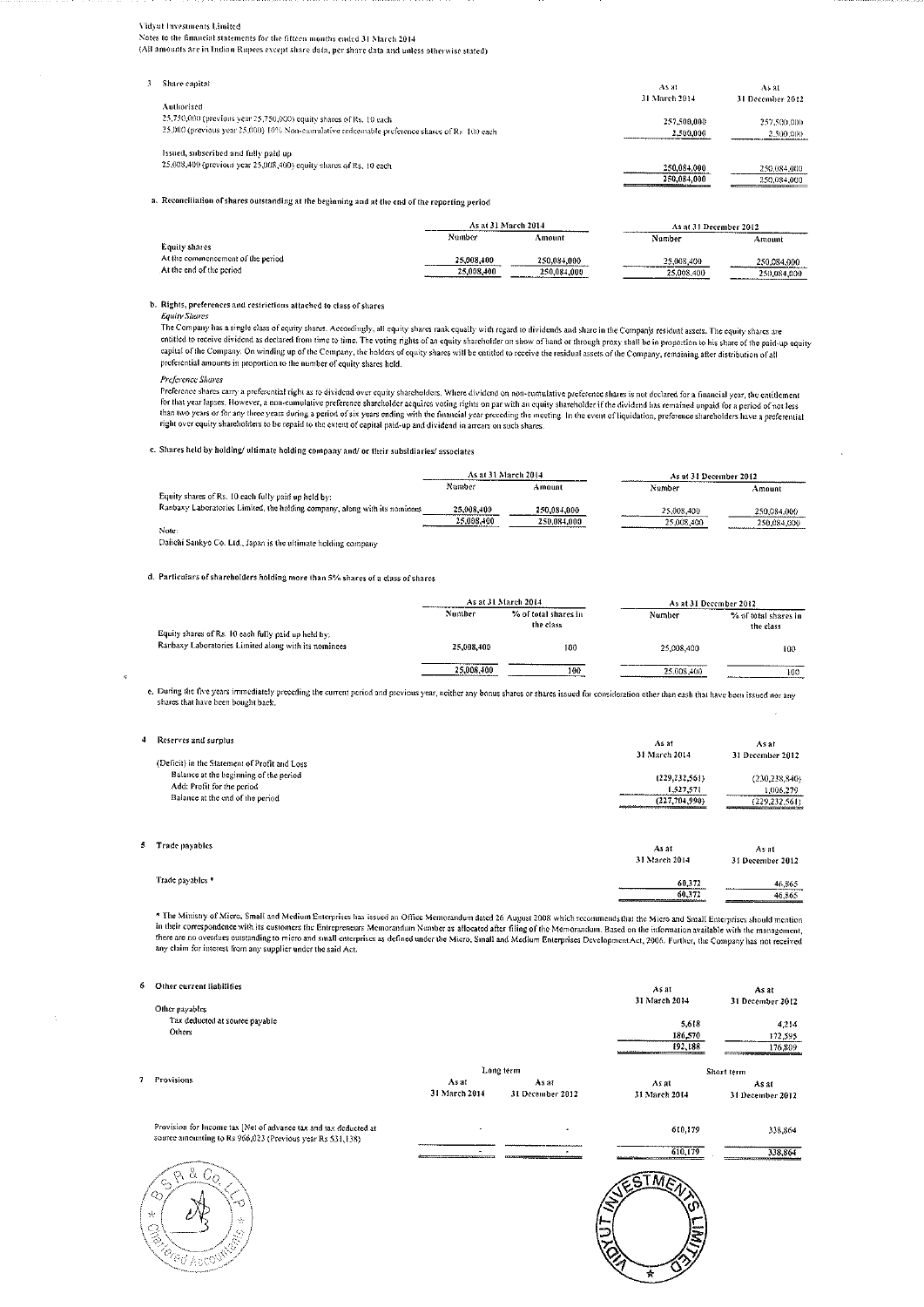Vidyut Investments Limited
Notes to the financial statements for the fifteen months ended 31 March 2014
(All amounts are in Indian Rupees except share data, per share data and unless otherwise stated)

## 3 Share capital

| | As at 31 March 2014 | As at 31 December 2012 |
|---|---|---|
| **Authorised** | | |
| 25,750,000 (previous year 25,750,000) equity shares of Rs. 10 each | 257,500,000 | 257,500,000 |
| 25,000 (previous year 25,000) 10% Non-cumulative redeemable preference shares of Rs. 100 each | 2,500,000 | 2,500,000 |
| **Issued, subscribed and fully paid up** | | |
| 25,008,400 (previous year 25,008,400) equity shares of Rs. 10 each | 250,084,000 | 250,084,000 |
| | 250,084,000 | 250,084,000 |

**a. Reconciliation of shares outstanding at the beginning and at the end of the reporting period**

| | As at 31 March 2014 | | As at 31 December 2012 | |
|---|---|---|---|---|
| | Number | Amount | Number | Amount |
| **Equity shares** | | | | |
| At the commencement of the period | 25,008,400 | 250,084,000 | 25,008,400 | 250,084,000 |
| At the end of the period | 25,008,400 | 250,084,000 | 25,008,400 | 250,084,000 |

**b. Rights, preferences and restrictions attached to class of shares**

*Equity Shares*

The Company has a single class of equity shares. Accordingly, all equity shares rank equally with regard to dividends and share in the Company's residual assets. The equity shares are entitled to receive dividend as declared from time to time. The voting rights of an equity shareholder on show of hand or through proxy shall be in proportion to his share of the paid-up equity capital of the Company. On winding up of the Company, the holders of equity shares will be entitled to receive the residual assets of the Company, remaining after distribution of all preferential amounts in proportion to the number of equity shares held.

*Preference Shares*

Preference shares carry a preferential right as to dividend over equity shareholders. Where dividend on non-cumulative preference shares is not declared for a financial year, the entitlement for that year lapses. However, a non-cumulative preference shareholder acquires voting rights on par with an equity shareholder if the dividend has remained unpaid for a period of not less than two years or for any three years during a period of six years ending with the financial year preceding the meeting. In the event of liquidation, preference shareholders have a preferential right over equity shareholders to be repaid to the extent of capital paid-up and dividend in arrears on such shares.

**c. Shares held by holding/ ultimate holding company and/ or their subsidiaries/ associates**

| | As at 31 March 2014 | | As at 31 December 2012 | |
|---|---|---|---|---|
| | Number | Amount | Number | Amount |
| Equity shares of Rs. 10 each fully paid up held by: | | | | |
| Ranbaxy Laboratories Limited, the holding company, along with its nominees | 25,008,400 | 250,084,000 | 25,008,400 | 250,084,000 |
| | 25,008,400 | 250,084,000 | 25,008,400 | 250,084,000 |

Note:
Daiichi Sankyo Co. Ltd., Japan is the ultimate holding company

**d. Particulars of shareholders holding more than 5% shares of a class of shares**

| | As at 31 March 2014 | | As at 31 December 2012 | |
|---|---|---|---|---|
| | Number | % of total shares in the class | Number | % of total shares in the class |
| Equity shares of Rs. 10 each fully paid up held by: | | | | |
| Ranbaxy Laboratories Limited along with its nominees | 25,008,400 | 100 | 25,008,400 | 100 |
| | 25,008,400 | 100 | 25,008,400 | 100 |

e. During the five years immediately preceding the current period and previous year, neither any bonus shares or shares issued for consideration other than cash that have been issued nor any shares that have been bought back.

## 4 Reserves and surplus

| | As at 31 March 2014 | As at 31 December 2012 |
|---|---|---|
| (Deficit) in the Statement of Profit and Loss | | |
| Balance at the beginning of the period | (229,232,561) | (230,238,840) |
| Add: Profit for the period | 1,527,571 | 1,006,279 |
| Balance at the end of the period | (227,704,990) | (229,232,561) |

## 5 Trade payables

| | As at 31 March 2014 | As at 31 December 2012 |
|---|---|---|
| Trade payables * | 60,372 | 46,865 |
| | 60,372 | 46,865 |

* The Ministry of Micro, Small and Medium Enterprises has issued an Office Memorandum dated 26 August 2008 which recommends that the Micro and Small Enterprises should mention in their correspondence with its customers the Entrepreneurs Memorandum Number as allocated after filing of the Memorandum. Based on the information available with the management, there are no overdues outstanding to micro and small enterprises as defined under the Micro, Small and Medium Enterprises Development Act, 2006. Further, the Company has not received any claim for interest from any supplier under the said Act.

## 6 Other current liabilities

| | As at 31 March 2014 | As at 31 December 2012 |
|---|---|---|
| Other payables | | |
| Tax deducted at source payable | 5,618 | 4,214 |
| Others | 186,570 | 172,595 |
| | 192,188 | 176,809 |

## 7 Provisions

| | Long term | | Short term | |
|---|---|---|---|---|
| | As at 31 March 2014 | As at 31 December 2012 | As at 31 March 2014 | As at 31 December 2012 |
| Provision for income tax [Net of advance tax and tax deducted at source amounting to Rs 966,023 (Previous year Rs 531,138)] | - | - | 610,179 | 338,864 |
| | - | - | 610,179 | 338,864 |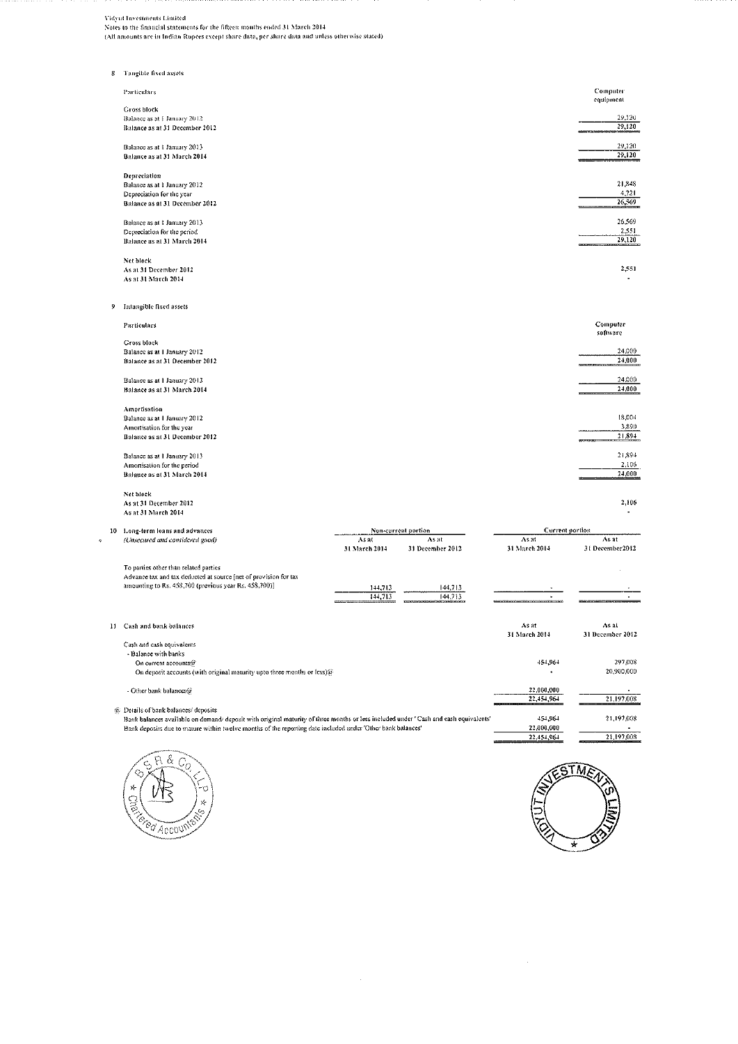Vidyut Investments Limited
Notes to the financial statements for the fifteen months ended 31 March 2014
(All amounts are in Indian Rupees except share data, per share data and unless otherwise stated)

## 8 Tangible fixed assets

| Particulars | Computer equipment |
|---|---|
| **Gross block** | |
| Balance as at 1 January 2012 | 29,120 |
| Balance as at 31 December 2012 | 29,120 |
| | |
| Balance as at 1 January 2013 | 29,120 |
| Balance as at 31 March 2014 | 29,120 |
| | |
| **Depreciation** | |
| Balance as at 1 January 2012 | 21,848 |
| Depreciation for the year | 4,721 |
| Balance as at 31 December 2012 | 26,569 |
| | |
| Balance as at 1 January 2013 | 26,569 |
| Depreciation for the period | 2,551 |
| Balance as at 31 March 2014 | 29,120 |
| | |
| **Net block** | |
| As at 31 December 2012 | 2,551 |
| As at 31 March 2014 | - |

## 9 Intangible fixed assets

| Particulars | Computer software |
|---|---|
| **Gross block** | |
| Balance as at 1 January 2012 | 24,000 |
| Balance as at 31 December 2012 | 24,000 |
| | |
| Balance as at 1 January 2013 | 24,000 |
| Balance as at 31 March 2014 | 24,000 |
| | |
| **Amortisation** | |
| Balance as at 1 January 2012 | 18,004 |
| Amortisation for the year | 3,890 |
| Balance as at 31 December 2012 | 21,894 |
| | |
| Balance as at 1 January 2013 | 21,894 |
| Amortisation for the period | 2,106 |
| Balance as at 31 March 2014 | 24,000 |
| | |
| **Net block** | |
| As at 31 December 2012 | 2,106 |
| As at 31 March 2014 | - |

## 10 Long-term loans and advances

*(Unsecured and considered good)*

| | Non-current portion | | Current portion | |
|---|---|---|---|---|
| | As at 31 March 2014 | As at 31 December 2012 | As at 31 March 2014 | As at 31 December2012 |
| To parties other than related parties | | | | |
| Advance tax and tax deducted at source [net of provision for tax amounting to Rs. 458,700 (previous year Rs. 458,700)] | 144,713 | 144,713 | - | - |
| | 144,713 | 144,713 | - | - |

## 11 Cash and bank balances

| | As at 31 March 2014 | As at 31 December 2012 |
|---|---|---|
| Cash and cash equivalents | | |
| - Balance with banks | | |
| On current accounts@ | 454,964 | 297,008 |
| On deposit accounts (with original maturity upto three months or less)@ | - | 20,900,000 |
| | | |
| - Other bank balances@ | 22,000,000 | - |
| | 22,454,964 | 21,197,008 |
| @ Details of bank balances/ deposits | | |
| Bank balances available on demand/ deposit with original maturity of three months or less included under 'Cash and cash equivalents' | 454,964 | 21,197,008 |
| Bank deposits due to mature within twelve months of the reporting date included under 'Other bank balances' | 22,000,000 | - |
| | 22,454,964 | 21,197,008 |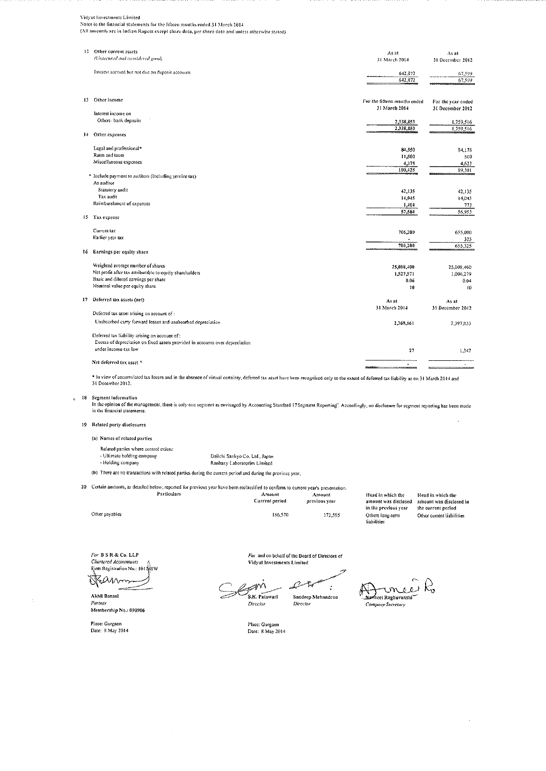Vidyut Investments Limited
Notes to the financial statements for the fifteen months ended 31 March 2014
(All amounts are in Indian Rupees except share data, per share data and unless otherwise stated)

**12 Other current assets**
*(Unsecured and considered good)*

| | As at 31 March 2014 | As at 31 December 2012 |
|---|---|---|
| Interest accrued but not due on deposit accounts | 642,072 | 67,599 |
| | 642,072 | 67,599 |

**13 Other income**

| | For the fifteen months ended 31 March 2014 | For the year ended 31 December 2012 |
|---|---|---|
| Interest income on | | |
| Others- bank deposits | 2,338,853 | 1,759,516 |
| | 2,338,853 | 1,759,516 |

**14 Other expenses**

| | | |
|---|---|---|
| Legal and professional* | 84,550 | 84,178 |
| Rates and taxes | 11,500 | 500 |
| Miscellaneous expenses | 4,375 | 4,623 |
| | 100,425 | 89,301 |
| * Include payment to auditors (including service tax) | | |
| As auditor | | |
| Statutory audit | 42,135 | 42,135 |
| Tax audit | 14,045 | 14,045 |
| Reimbursement of expenses | 1,404 | 773 |
| | 57,584 | 56,953 |

**15 Tax expense**

| | | |
|---|---|---|
| Current tax | 706,200 | 655,000 |
| Earlier year tax | - | 325 |
| | 706,200 | 655,325 |

**16 Earnings per equity share**

| | | |
|---|---|---|
| Weighted average number of shares | 25,008,400 | 25,008,400 |
| Net profit after tax attributable to equity shareholders | 1,527,571 | 1,006,279 |
| Basic and diluted earnings per share | 0.06 | 0.04 |
| Nominal value per equity share | 10 | 10 |

**17 Deferred tax assets (net)**

| | As at 31 March 2014 | As at 31 December 2012 |
|---|---|---|
| Deferred tax asset arising on account of : | | |
| Unabsorbed carry forward losses and unabsorbed depreciation | 2,369,161 | 2,397,833 |
| Deferred tax liability arising on account of : | | |
| Excess of depreciation on fixed assets provided in accounts over depreciation under income-tax law | 27 | 1,347 |
| Net deferred tax asset * | - | - |

* In view of accumulated tax losses and in the absence of virtual certainty, deferred tax asset have been recognised only to the extent of deferred tax liability as on 31 March 2014 and 31 December 2012.

**18 Segment Information**

In the opinion of the management, there is only one segment as envisaged by Accounting Standard 17'Segment Reporting'. Accordingly, no disclosure for segment reporting has been made in the financial statements.

**19 Related party disclosures**

(a) Names of related parties

Related parties where control exists:

| | |
|---|---|
| - Ultimate holding company | Daiichi Sankyo Co. Ltd., Japan |
| - Holding company | Ranbaxy Laboratories Limited |

(b) There are no transactions with related parties during the current period and during the previous year.

**20** Certain amounts, as detailed below, reported for previous year have been reclassified to conform to current year's presentation.

| Particulars | Amount Current period | Amount previous year | Head in which the amount was disclosed in the previous year | Head in which the amount was disclosed in the current period |
|---|---|---|---|---|
| Other payables | 186,570 | 172,595 | Others long-term liabilities | Other current liabilities |

For B S R & Co. LLP
*Chartered Accountants*
Firm Registration No.: 101248W

Akhil Bansal
*Partner*
Membership No.: 090906

Place: Gurgaon
Date: 8 May 2014

For and on behalf of the Board of Directors of
Vidyut Investments Limited

S.K. Patawari
*Director*

Sandeep Mehandroo
*Director*

Navneet Raghuvanshi
*Company Secretary*

Place: Gurgaon
Date: 8 May 2014